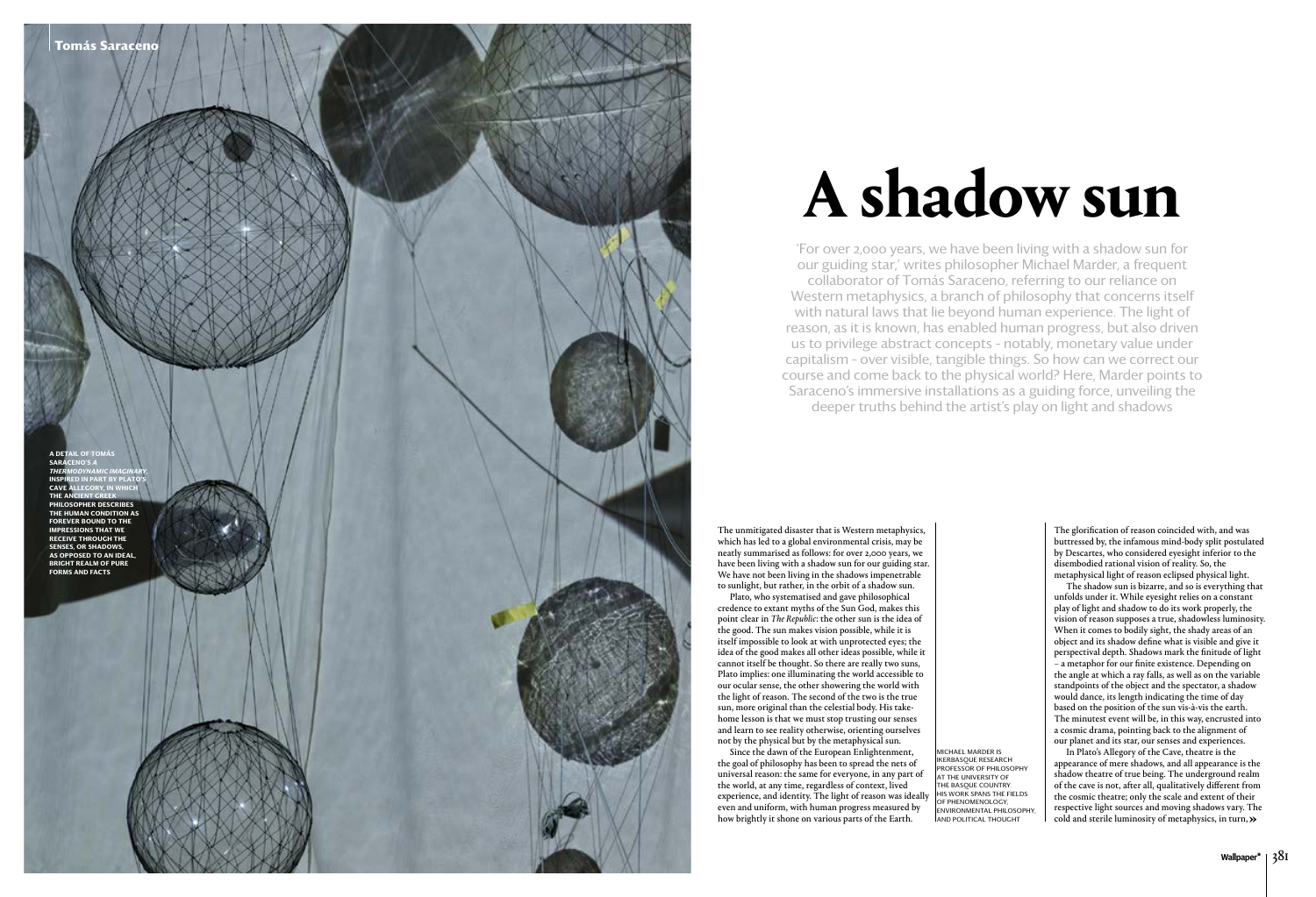# A shadow sun

'For over 2,000 years, we have been living with a shadow sun for our guiding star,' writes philosopher Michael Marder, a frequent collaborator of Tomás Saraceno, referring to our reliance on Western metaphysics, a branch of philosophy that concerns itself with natural laws that lie beyond human experience. The light of reason, as it is known, has enabled human progress, but also driven us to privilege abstract concepts - notably, monetary value under capitalism - over visible, tangible things. So how can we correct our course and come back to the physical world? Here, Marder points to Saraceno's immersive installations as a guiding force, unveiling the deeper truths behind the artist's play on light and shadows

A DETAIL OF TOMÁS SARACENO'S *A THERMODYNAMIC IMAGINARY*, INSPIRED IN PART BY PLATO'S CAVE ALLEGORY, IN WHICH THE ANCIENT GREEK PHILOSOPHER DESCRIBES THE HUMAN CONDITION AS FOREVER BOUND TO THE IMPRESSIONS THAT WE RECEIVE THROUGH THE SENSES, OR SHADOWS, AS OPPOSED TO AN IDEAL, BRIGHT REALM OF PURE FORMS AND FACTS

The unmitigated disaster that is Western metaphysics, which has led to a global environmental crisis, may be neatly summarised as follows: for over 2,000 years, we have been living with a shadow sun for our guiding star. We have not been living in the shadows impenetrable to sunlight, but rather, in the orbit of a shadow sun.

Plato, who systematised and gave philosophical credence to extant myths of the Sun God, makes this point clear in *The Republic*: the other sun is the idea of the good. The sun makes vision possible, while it is itself impossible to look at with unprotected eyes; the idea of the good makes all other ideas possible, while it cannot itself be thought. So there are really two suns, Plato implies: one illuminating the world accessible to our ocular sense, the other showering the world with the light of reason. The second of the two is the true sun, more original than the celestial body. His take-home lesson is that we must stop trusting our senses and learn to see reality otherwise, orienting ourselves not by the physical but by the metaphysical sun.

Since the dawn of the European Enlightenment, the goal of philosophy has been to spread the nets of universal reason: the same for everyone, in any part of the world, at any time, regardless of context, lived experience, and identity. The light of reason was ideally even and uniform, with human progress measured by how brightly it shone on various parts of the Earth.

MICHAEL MARDER IS IKERBASQUE RESEARCH PROFESSOR OF PHILOSOPHY AT THE UNIVERSITY OF THE BASQUE COUNTRY. HIS WORK SPANS THE FIELDS OF PHENOMENOLOGY, ENVIRONMENTAL PHILOSOPHY, AND POLITICAL THOUGHT

The glorification of reason coincided with, and was buttressed by, the infamous mind-body split postulated by Descartes, who considered eyesight inferior to the disembodied rational vision of reality. So, the metaphysical light of reason eclipsed physical light.

The shadow sun is bizarre, and so is everything that unfolds under it. While eyesight relies on a constant play of light and shadow to do its work properly, the vision of reason supposes a true, shadowless luminosity. When it comes to bodily sight, the shady areas of an object and its shadow define what is visible and give it perspectival depth. Shadows mark the finitude of light – a metaphor for our finite existence. Depending on the angle at which a ray falls, as well as on the variable standpoints of the object and the spectator, a shadow would dance, its length indicating the time of day based on the position of the sun vis-à-vis the earth. The minutest event will be, in this way, encrusted into a cosmic drama, pointing back to the alignment of our planet and its star, our senses and experiences.

In Plato's Allegory of the Cave, theatre is the appearance of mere shadows, and all appearance is the shadow theatre of true being. The underground realm of the cave is not, after all, qualitatively different from the cosmic theatre; only the scale and extent of their respective light sources and moving shadows vary. The cold and sterile luminosity of metaphysics, in turn, »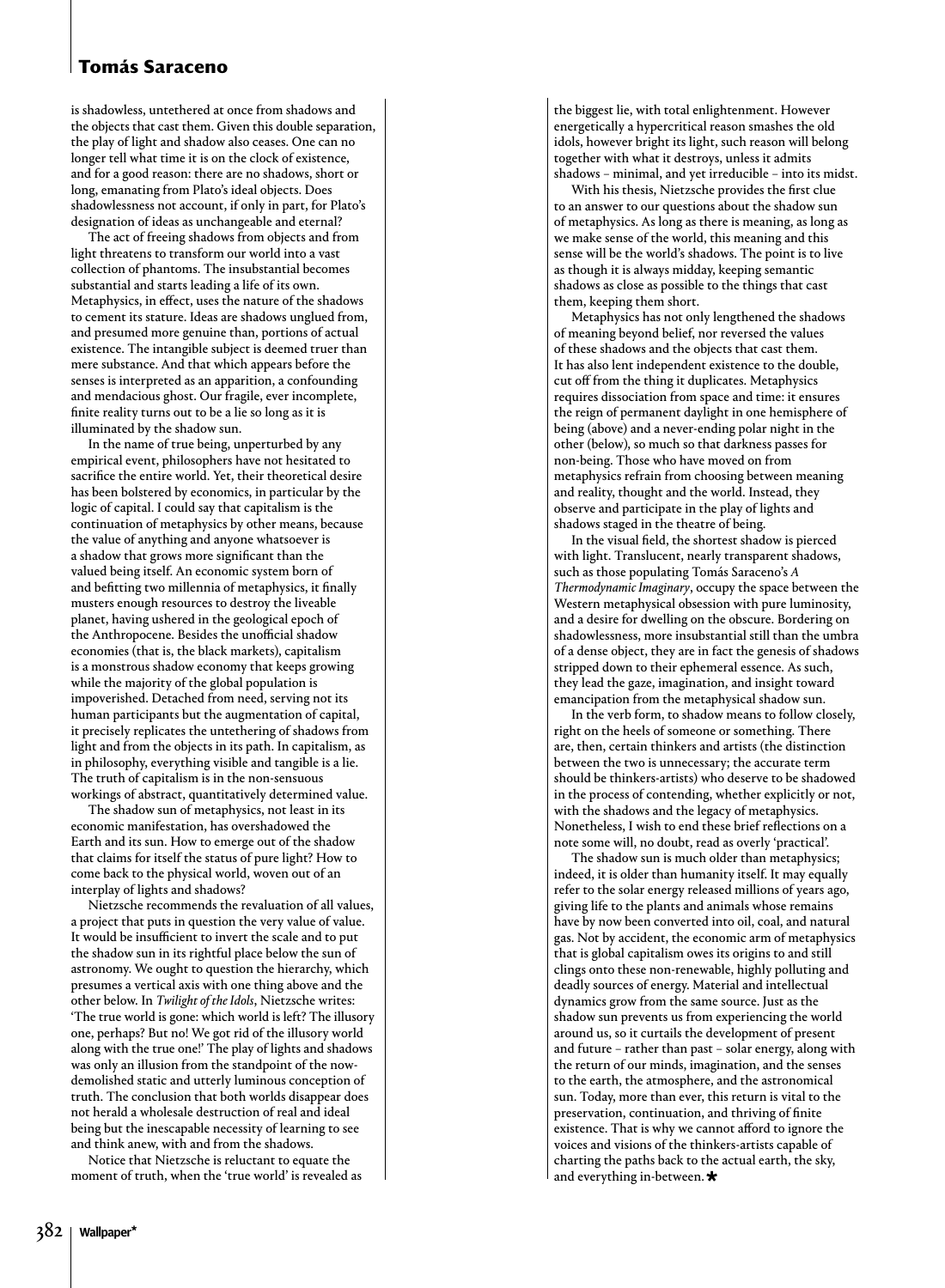is shadowless, untethered at once from shadows and the objects that cast them. Given this double separation, the play of light and shadow also ceases. One can no longer tell what time it is on the clock of existence, and for a good reason: there are no shadows, short or long, emanating from Plato's ideal objects. Does shadowlessness not account, if only in part, for Plato's designation of ideas as unchangeable and eternal?

The act of freeing shadows from objects and from light threatens to transform our world into a vast collection of phantoms. The insubstantial becomes substantial and starts leading a life of its own. Metaphysics, in effect, uses the nature of the shadows to cement its stature. Ideas are shadows unglued from, and presumed more genuine than, portions of actual existence. The intangible subject is deemed truer than mere substance. And that which appears before the senses is interpreted as an apparition, a confounding and mendacious ghost. Our fragile, ever incomplete, finite reality turns out to be a lie so long as it is illuminated by the shadow sun.

In the name of true being, unperturbed by any empirical event, philosophers have not hesitated to sacrifice the entire world. Yet, their theoretical desire has been bolstered by economics, in particular by the logic of capital. I could say that capitalism is the continuation of metaphysics by other means, because the value of anything and anyone whatsoever is a shadow that grows more significant than the valued being itself. An economic system born of and befitting two millennia of metaphysics, it finally musters enough resources to destroy the liveable planet, having ushered in the geological epoch of the Anthropocene. Besides the unofficial shadow economies (that is, the black markets), capitalism is a monstrous shadow economy that keeps growing while the majority of the global population is impoverished. Detached from need, serving not its human participants but the augmentation of capital, it precisely replicates the untethering of shadows from light and from the objects in its path. In capitalism, as in philosophy, everything visible and tangible is a lie. The truth of capitalism is in the non-sensuous workings of abstract, quantitatively determined value.

The shadow sun of metaphysics, not least in its economic manifestation, has overshadowed the Earth and its sun. How to emerge out of the shadow that claims for itself the status of pure light? How to come back to the physical world, woven out of an interplay of lights and shadows?

Nietzsche recommends the revaluation of all values, a project that puts in question the very value of value. It would be insufficient to invert the scale and to put the shadow sun in its rightful place below the sun of astronomy. We ought to question the hierarchy, which presumes a vertical axis with one thing above and the other below. In *Twilight of the Idols*, Nietzsche writes: 'The true world is gone: which world is left? The illusory one, perhaps? But no! We got rid of the illusory world along with the true one!' The play of lights and shadows was only an illusion from the standpoint of the now-demolished static and utterly luminous conception of truth. The conclusion that both worlds disappear does not herald a wholesale destruction of real and ideal being but the inescapable necessity of learning to see and think anew, with and from the shadows.

Notice that Nietzsche is reluctant to equate the moment of truth, when the 'true world' is revealed as the biggest lie, with total enlightenment. However energetically a hypercritical reason smashes the old idols, however bright its light, such reason will belong together with what it destroys, unless it admits shadows – minimal, and yet irreducible – into its midst.

With his thesis, Nietzsche provides the first clue to an answer to our questions about the shadow sun of metaphysics. As long as there is meaning, as long as we make sense of the world, this meaning and this sense will be the world's shadows. The point is to live as though it is always midday, keeping semantic shadows as close as possible to the things that cast them, keeping them short.

Metaphysics has not only lengthened the shadows of meaning beyond belief, nor reversed the values of these shadows and the objects that cast them. It has also lent independent existence to the double, cut off from the thing it duplicates. Metaphysics requires dissociation from space and time: it ensures the reign of permanent daylight in one hemisphere of being (above) and a never-ending polar night in the other (below), so much so that darkness passes for non-being. Those who have moved on from metaphysics refrain from choosing between meaning and reality, thought and the world. Instead, they observe and participate in the play of lights and shadows staged in the theatre of being.

In the visual field, the shortest shadow is pierced with light. Translucent, nearly transparent shadows, such as those populating Tomás Saraceno's *A Thermodynamic Imaginary*, occupy the space between the Western metaphysical obsession with pure luminosity, and a desire for dwelling on the obscure. Bordering on shadowlessness, more insubstantial still than the umbra of a dense object, they are in fact the genesis of shadows stripped down to their ephemeral essence. As such, they lead the gaze, imagination, and insight toward emancipation from the metaphysical shadow sun.

In the verb form, to shadow means to follow closely, right on the heels of someone or something. There are, then, certain thinkers and artists (the distinction between the two is unnecessary; the accurate term should be thinkers-artists) who deserve to be shadowed in the process of contending, whether explicitly or not, with the shadows and the legacy of metaphysics. Nonetheless, I wish to end these brief reflections on a note some will, no doubt, read as overly 'practical'.

The shadow sun is much older than metaphysics; indeed, it is older than humanity itself. It may equally refer to the solar energy released millions of years ago, giving life to the plants and animals whose remains have by now been converted into oil, coal, and natural gas. Not by accident, the economic arm of metaphysics that is global capitalism owes its origins to and still clings onto these non-renewable, highly polluting and deadly sources of energy. Material and intellectual dynamics grow from the same source. Just as the shadow sun prevents us from experiencing the world around us, so it curtails the development of present and future – rather than past – solar energy, along with the return of our minds, imagination, and the senses to the earth, the atmosphere, and the astronomical sun. Today, more than ever, this return is vital to the preservation, continuation, and thriving of finite existence. That is why we cannot afford to ignore the voices and visions of the thinkers-artists capable of charting the paths back to the actual earth, the sky, and everything in-between. *